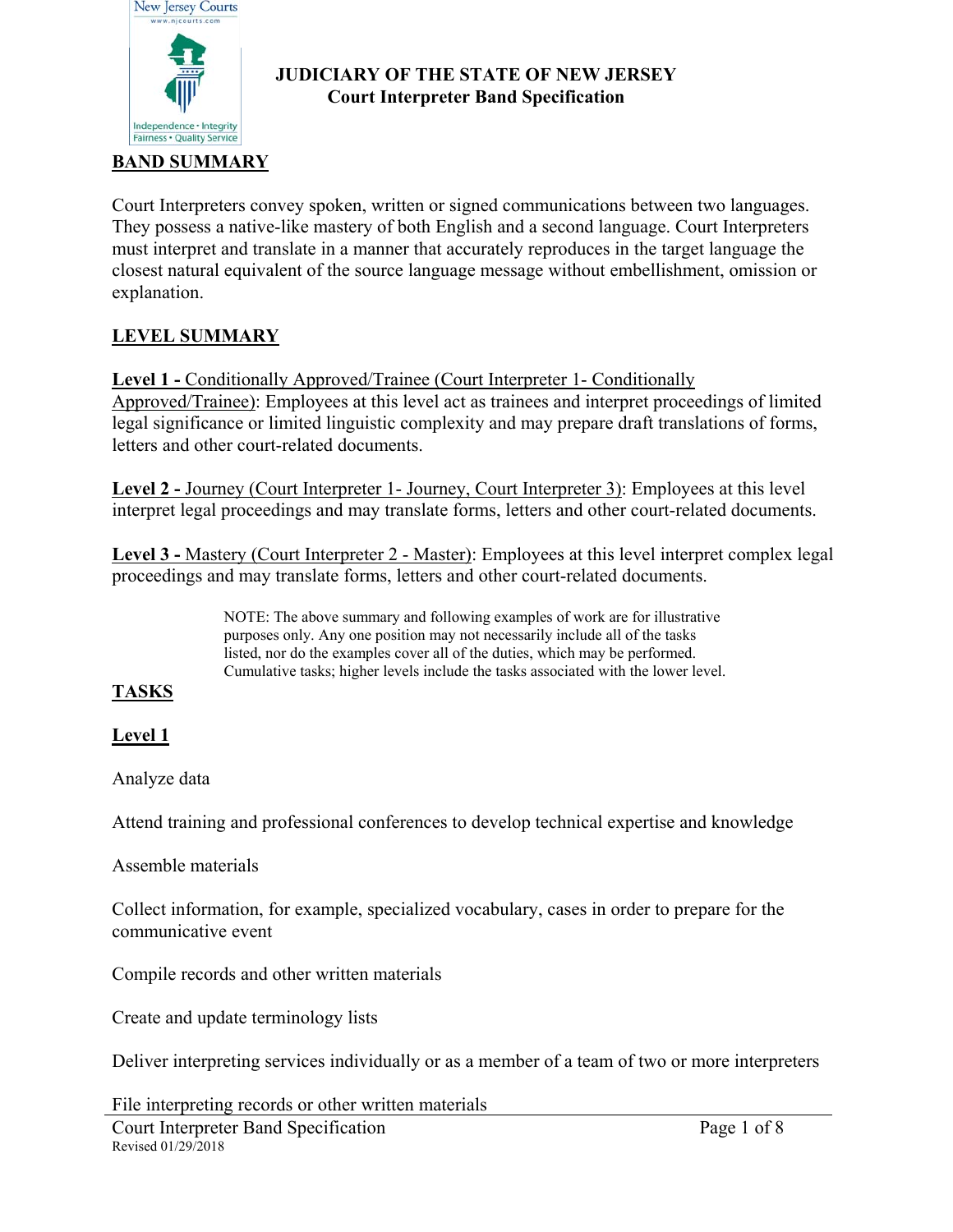# JUDICIARY OF THE STATE OF NEW JERSEY
## Court Interpreter Band Specification

## BAND SUMMARY

Court Interpreters convey spoken, written or signed communications between two languages. They possess a native-like mastery of both English and a second language. Court Interpreters must interpret and translate in a manner that accurately reproduces in the target language the closest natural equivalent of the source language message without embellishment, omission or explanation.

## LEVEL SUMMARY

**Level 1 -** Conditionally Approved/Trainee (Court Interpreter 1- Conditionally Approved/Trainee): Employees at this level act as trainees and interpret proceedings of limited legal significance or limited linguistic complexity and may prepare draft translations of forms, letters and other court-related documents.

**Level 2 -** Journey (Court Interpreter 1- Journey, Court Interpreter 3): Employees at this level interpret legal proceedings and may translate forms, letters and other court-related documents.

**Level 3 -** Mastery (Court Interpreter 2 - Master): Employees at this level interpret complex legal proceedings and may translate forms, letters and other court-related documents.

> NOTE: The above summary and following examples of work are for illustrative purposes only. Any one position may not necessarily include all of the tasks listed, nor do the examples cover all of the duties, which may be performed. Cumulative tasks; higher levels include the tasks associated with the lower level.

## TASKS

### Level 1

Analyze data

Attend training and professional conferences to develop technical expertise and knowledge

Assemble materials

Collect information, for example, specialized vocabulary, cases in order to prepare for the communicative event

Compile records and other written materials

Create and update terminology lists

Deliver interpreting services individually or as a member of a team of two or more interpreters

File interpreting records or other written materials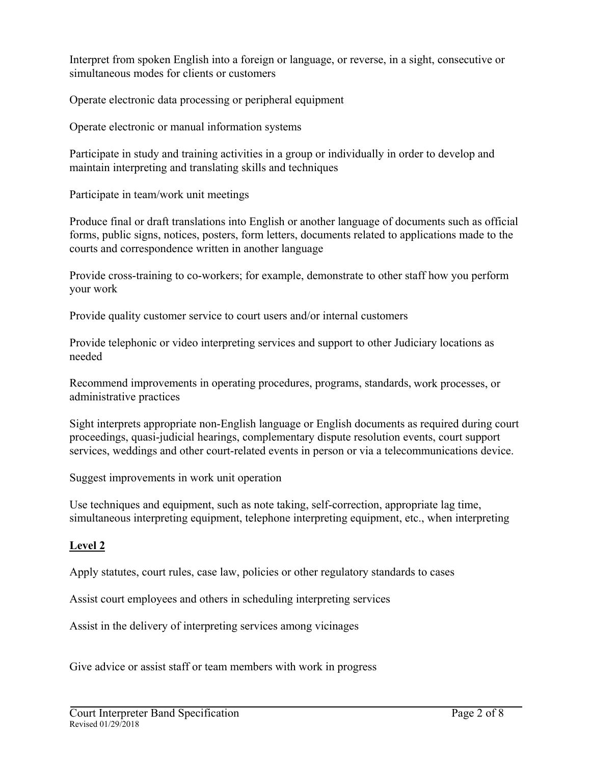Interpret from spoken English into a foreign or language, or reverse, in a sight, consecutive or simultaneous modes for clients or customers

Operate electronic data processing or peripheral equipment

Operate electronic or manual information systems

Participate in study and training activities in a group or individually in order to develop and maintain interpreting and translating skills and techniques

Participate in team/work unit meetings

Produce final or draft translations into English or another language of documents such as official forms, public signs, notices, posters, form letters, documents related to applications made to the courts and correspondence written in another language

Provide cross-training to co-workers; for example, demonstrate to other staff how you perform your work

Provide quality customer service to court users and/or internal customers

Provide telephonic or video interpreting services and support to other Judiciary locations as needed

Recommend improvements in operating procedures, programs, standards, work processes, or administrative practices

Sight interprets appropriate non-English language or English documents as required during court proceedings, quasi-judicial hearings, complementary dispute resolution events, court support services, weddings and other court-related events in person or via a telecommunications device.

Suggest improvements in work unit operation

Use techniques and equipment, such as note taking, self-correction, appropriate lag time, simultaneous interpreting equipment, telephone interpreting equipment, etc., when interpreting

**Level 2**

Apply statutes, court rules, case law, policies or other regulatory standards to cases

Assist court employees and others in scheduling interpreting services

Assist in the delivery of interpreting services among vicinages

Give advice or assist staff or team members with work in progress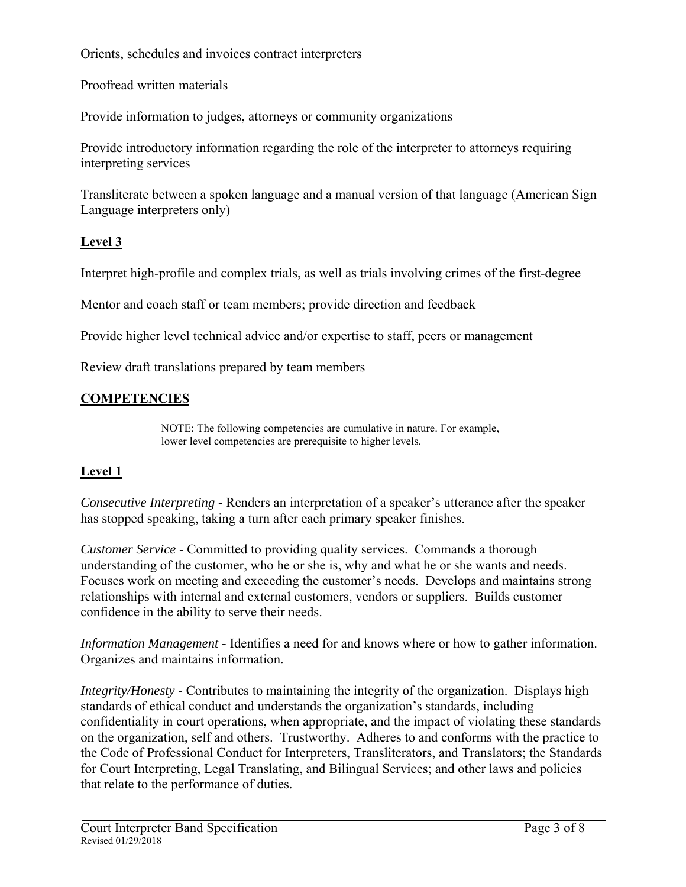Orients, schedules and invoices contract interpreters

Proofread written materials

Provide information to judges, attorneys or community organizations

Provide introductory information regarding the role of the interpreter to attorneys requiring interpreting services

Transliterate between a spoken language and a manual version of that language (American Sign Language interpreters only)

## **Level 3**

Interpret high-profile and complex trials, as well as trials involving crimes of the first-degree

Mentor and coach staff or team members; provide direction and feedback

Provide higher level technical advice and/or expertise to staff, peers or management

Review draft translations prepared by team members

## **COMPETENCIES**

NOTE: The following competencies are cumulative in nature. For example, lower level competencies are prerequisite to higher levels.

## **Level 1**

*Consecutive Interpreting* - Renders an interpretation of a speaker's utterance after the speaker has stopped speaking, taking a turn after each primary speaker finishes.

*Customer Service* - Committed to providing quality services. Commands a thorough understanding of the customer, who he or she is, why and what he or she wants and needs. Focuses work on meeting and exceeding the customer's needs. Develops and maintains strong relationships with internal and external customers, vendors or suppliers. Builds customer confidence in the ability to serve their needs.

*Information Management* - Identifies a need for and knows where or how to gather information. Organizes and maintains information.

*Integrity/Honesty* - Contributes to maintaining the integrity of the organization. Displays high standards of ethical conduct and understands the organization's standards, including confidentiality in court operations, when appropriate, and the impact of violating these standards on the organization, self and others. Trustworthy. Adheres to and conforms with the practice to the Code of Professional Conduct for Interpreters, Transliterators, and Translators; the Standards for Court Interpreting, Legal Translating, and Bilingual Services; and other laws and policies that relate to the performance of duties.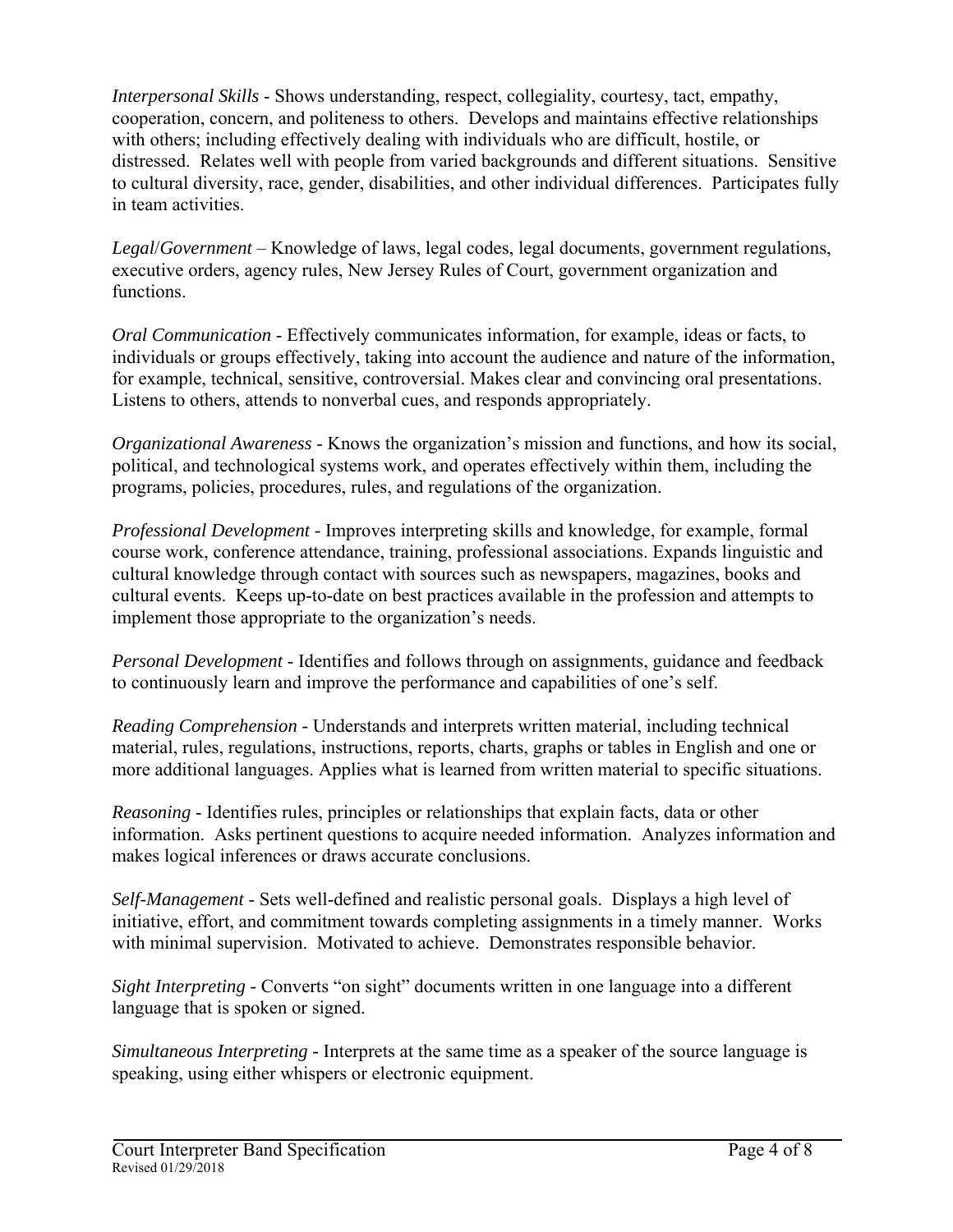*Interpersonal Skills* - Shows understanding, respect, collegiality, courtesy, tact, empathy, cooperation, concern, and politeness to others. Develops and maintains effective relationships with others; including effectively dealing with individuals who are difficult, hostile, or distressed. Relates well with people from varied backgrounds and different situations. Sensitive to cultural diversity, race, gender, disabilities, and other individual differences. Participates fully in team activities.

*Legal/Government* – Knowledge of laws, legal codes, legal documents, government regulations, executive orders, agency rules, New Jersey Rules of Court, government organization and functions.

*Oral Communication* - Effectively communicates information, for example, ideas or facts, to individuals or groups effectively, taking into account the audience and nature of the information, for example, technical, sensitive, controversial. Makes clear and convincing oral presentations. Listens to others, attends to nonverbal cues, and responds appropriately.

*Organizational Awareness* - Knows the organization's mission and functions, and how its social, political, and technological systems work, and operates effectively within them, including the programs, policies, procedures, rules, and regulations of the organization.

*Professional Development* - Improves interpreting skills and knowledge, for example, formal course work, conference attendance, training, professional associations. Expands linguistic and cultural knowledge through contact with sources such as newspapers, magazines, books and cultural events. Keeps up-to-date on best practices available in the profession and attempts to implement those appropriate to the organization's needs.

*Personal Development* - Identifies and follows through on assignments, guidance and feedback to continuously learn and improve the performance and capabilities of one's self.

*Reading Comprehension* - Understands and interprets written material, including technical material, rules, regulations, instructions, reports, charts, graphs or tables in English and one or more additional languages. Applies what is learned from written material to specific situations.

*Reasoning* - Identifies rules, principles or relationships that explain facts, data or other information. Asks pertinent questions to acquire needed information. Analyzes information and makes logical inferences or draws accurate conclusions.

*Self-Management* - Sets well-defined and realistic personal goals. Displays a high level of initiative, effort, and commitment towards completing assignments in a timely manner. Works with minimal supervision. Motivated to achieve. Demonstrates responsible behavior.

*Sight Interpreting* - Converts "on sight" documents written in one language into a different language that is spoken or signed.

*Simultaneous Interpreting* - Interprets at the same time as a speaker of the source language is speaking, using either whispers or electronic equipment.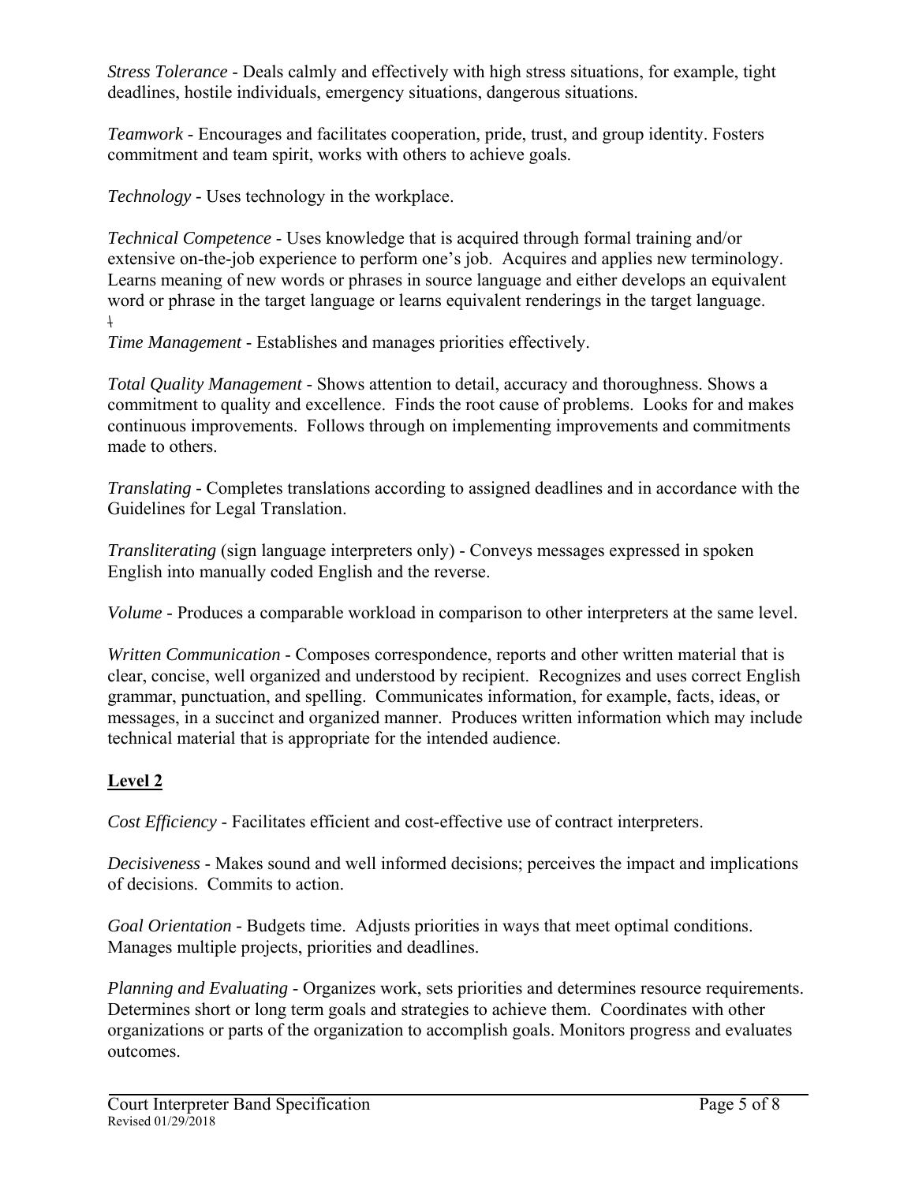*Stress Tolerance* - Deals calmly and effectively with high stress situations, for example, tight deadlines, hostile individuals, emergency situations, dangerous situations.

*Teamwork* - Encourages and facilitates cooperation, pride, trust, and group identity. Fosters commitment and team spirit, works with others to achieve goals.

*Technology* - Uses technology in the workplace.

*Technical Competence* - Uses knowledge that is acquired through formal training and/or extensive on-the-job experience to perform one's job. Acquires and applies new terminology. Learns meaning of new words or phrases in source language and either develops an equivalent word or phrase in the target language or learns equivalent renderings in the target language.

*Time Management* - Establishes and manages priorities effectively.

*Total Quality Management* - Shows attention to detail, accuracy and thoroughness. Shows a commitment to quality and excellence. Finds the root cause of problems. Looks for and makes continuous improvements. Follows through on implementing improvements and commitments made to others.

*Translating* - Completes translations according to assigned deadlines and in accordance with the Guidelines for Legal Translation.

*Transliterating* (sign language interpreters only) - Conveys messages expressed in spoken English into manually coded English and the reverse.

*Volume* - Produces a comparable workload in comparison to other interpreters at the same level.

*Written Communication* - Composes correspondence, reports and other written material that is clear, concise, well organized and understood by recipient. Recognizes and uses correct English grammar, punctuation, and spelling. Communicates information, for example, facts, ideas, or messages, in a succinct and organized manner. Produces written information which may include technical material that is appropriate for the intended audience.

## Level 2

*Cost Efficiency* - Facilitates efficient and cost-effective use of contract interpreters.

*Decisiveness* - Makes sound and well informed decisions; perceives the impact and implications of decisions. Commits to action.

*Goal Orientation* - Budgets time. Adjusts priorities in ways that meet optimal conditions. Manages multiple projects, priorities and deadlines.

*Planning and Evaluating* - Organizes work, sets priorities and determines resource requirements. Determines short or long term goals and strategies to achieve them. Coordinates with other organizations or parts of the organization to accomplish goals. Monitors progress and evaluates outcomes.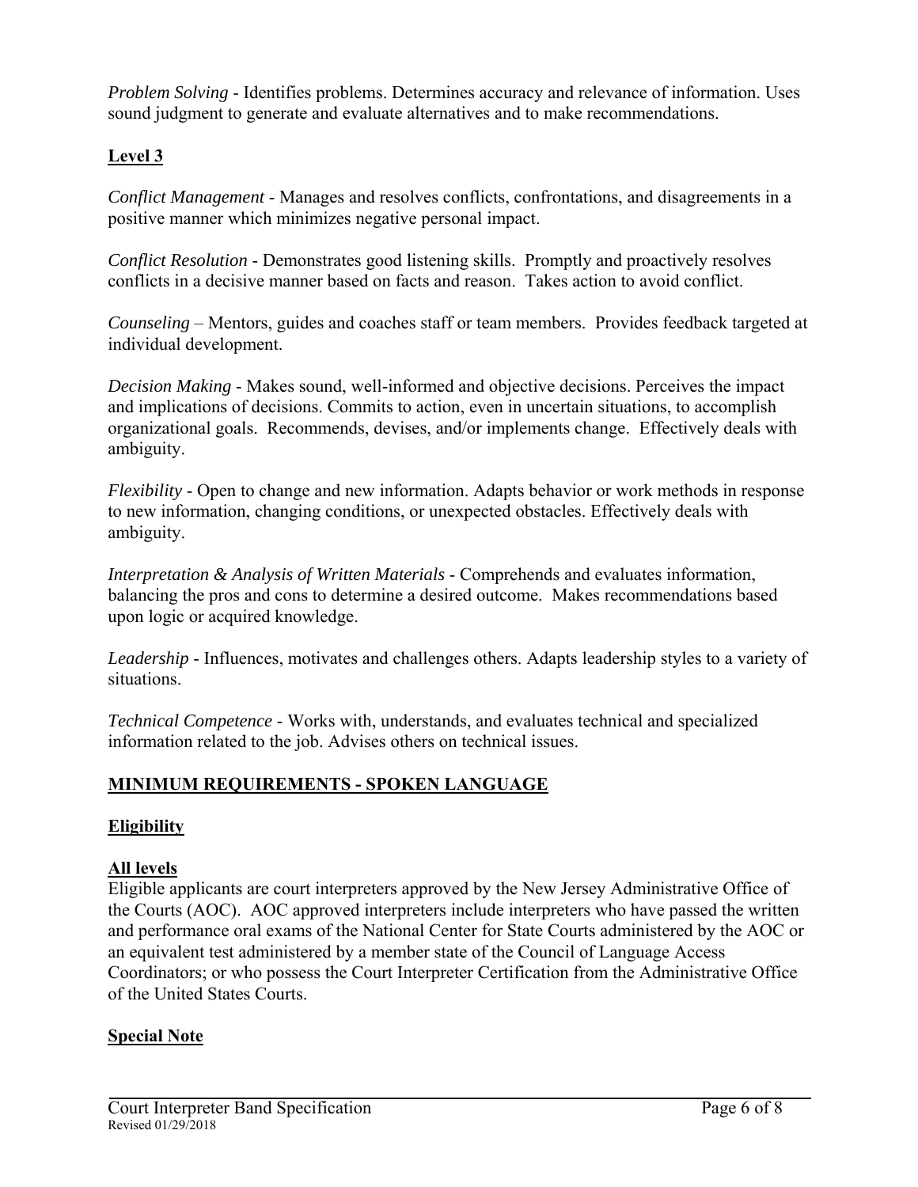*Problem Solving* - Identifies problems. Determines accuracy and relevance of information. Uses sound judgment to generate and evaluate alternatives and to make recommendations.

**Level 3**

*Conflict Management* - Manages and resolves conflicts, confrontations, and disagreements in a positive manner which minimizes negative personal impact.

*Conflict Resolution* - Demonstrates good listening skills. Promptly and proactively resolves conflicts in a decisive manner based on facts and reason. Takes action to avoid conflict.

*Counseling* – Mentors, guides and coaches staff or team members. Provides feedback targeted at individual development.

*Decision Making* - Makes sound, well-informed and objective decisions. Perceives the impact and implications of decisions. Commits to action, even in uncertain situations, to accomplish organizational goals. Recommends, devises, and/or implements change. Effectively deals with ambiguity.

*Flexibility* - Open to change and new information. Adapts behavior or work methods in response to new information, changing conditions, or unexpected obstacles. Effectively deals with ambiguity.

*Interpretation & Analysis of Written Materials* - Comprehends and evaluates information, balancing the pros and cons to determine a desired outcome. Makes recommendations based upon logic or acquired knowledge.

*Leadership* - Influences, motivates and challenges others. Adapts leadership styles to a variety of situations.

*Technical Competence* - Works with, understands, and evaluates technical and specialized information related to the job. Advises others on technical issues.

## MINIMUM REQUIREMENTS - SPOKEN LANGUAGE

**Eligibility**

**All levels**

Eligible applicants are court interpreters approved by the New Jersey Administrative Office of the Courts (AOC). AOC approved interpreters include interpreters who have passed the written and performance oral exams of the National Center for State Courts administered by the AOC or an equivalent test administered by a member state of the Council of Language Access Coordinators; or who possess the Court Interpreter Certification from the Administrative Office of the United States Courts.

**Special Note**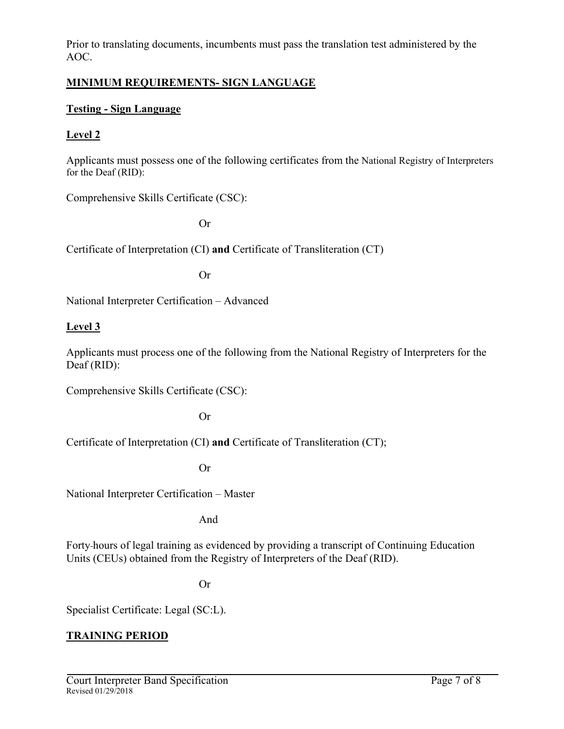Prior to translating documents, incumbents must pass the translation test administered by the AOC.

## **MINIMUM REQUIREMENTS- SIGN LANGUAGE**

### **Testing - Sign Language**

### **Level 2**

Applicants must possess one of the following certificates from the National Registry of Interpreters for the Deaf (RID):

Comprehensive Skills Certificate (CSC):

Or

Certificate of Interpretation (CI) **and** Certificate of Transliteration (CT)

Or

National Interpreter Certification – Advanced

### **Level 3**

Applicants must process one of the following from the National Registry of Interpreters for the Deaf (RID):

Comprehensive Skills Certificate (CSC):

Or

Certificate of Interpretation (CI) **and** Certificate of Transliteration (CT);

Or

National Interpreter Certification – Master

And

Forty-hours of legal training as evidenced by providing a transcript of Continuing Education Units (CEUs) obtained from the Registry of Interpreters of the Deaf (RID).

Or

Specialist Certificate: Legal (SC:L).

## **TRAINING PERIOD**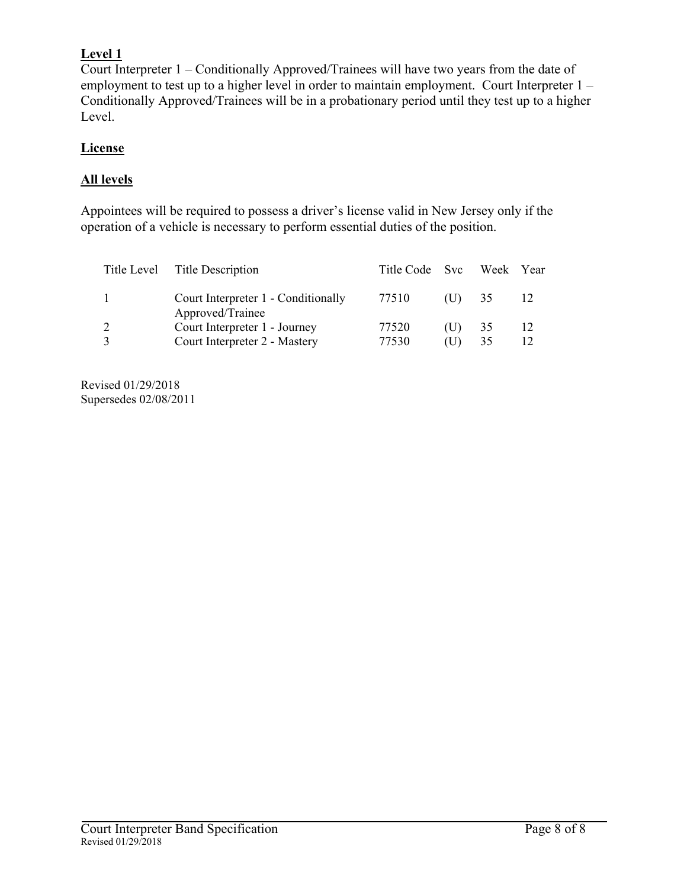**Level 1**

Court Interpreter 1 – Conditionally Approved/Trainees will have two years from the date of employment to test up to a higher level in order to maintain employment. Court Interpreter 1 – Conditionally Approved/Trainees will be in a probationary period until they test up to a higher Level.

**License**

**All levels**

Appointees will be required to possess a driver's license valid in New Jersey only if the operation of a vehicle is necessary to perform essential duties of the position.

| Title Level | Title Description | Title Code | Svc | Week | Year |
|---|---|---|---|---|---|
| 1 | Court Interpreter 1 - Conditionally Approved/Trainee | 77510 | (U) | 35 | 12 |
| 2 | Court Interpreter 1 - Journey | 77520 | (U) | 35 | 12 |
| 3 | Court Interpreter 2 - Mastery | 77530 | (U) | 35 | 12 |

Revised 01/29/2018
Supersedes 02/08/2011